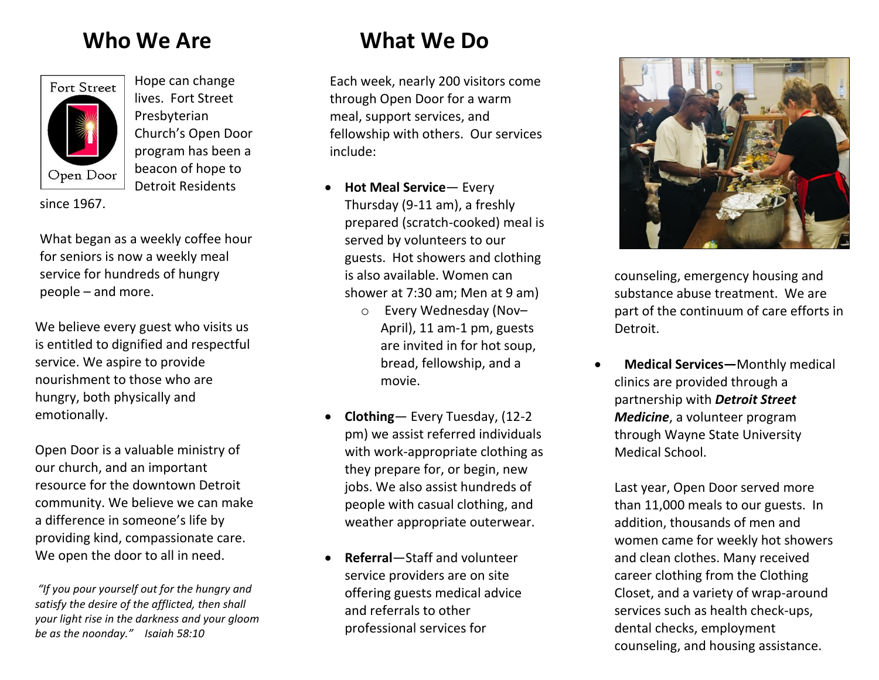## Who We Are

Fort Street

Open Door

Hope can change lives. Fort Street Presbyterian Church's Open Door program has been a beacon of hope to Detroit Residents since 1967.

What began as a weekly coffee hour for seniors is now a weekly meal service for hundreds of hungry people – and more.

We believe every guest who visits us is entitled to dignified and respectful service. We aspire to provide nourishment to those who are hungry, both physically and emotionally.

Open Door is a valuable ministry of our church, and an important resource for the downtown Detroit community. We believe we can make a difference in someone's life by providing kind, compassionate care. We open the door to all in need.

*"If you pour yourself out for the hungry and satisfy the desire of the afflicted, then shall your light rise in the darkness and your gloom be as the noonday." Isaiah 58:10*

## What We Do

Each week, nearly 200 visitors come through Open Door for a warm meal, support services, and fellowship with others. Our services include:

- **Hot Meal Service**— Every Thursday (9-11 am), a freshly prepared (scratch-cooked) meal is served by volunteers to our guests. Hot showers and clothing is also available. Women can shower at 7:30 am; Men at 9 am)
  - Every Wednesday (Nov–April), 11 am-1 pm, guests are invited in for hot soup, bread, fellowship, and a movie.
- **Clothing**— Every Tuesday, (12-2 pm) we assist referred individuals with work-appropriate clothing as they prepare for, or begin, new jobs. We also assist hundreds of people with casual clothing, and weather appropriate outerwear.
- **Referral**—Staff and volunteer service providers are on site offering guests medical advice and referrals to other professional services for counseling, emergency housing and substance abuse treatment. We are part of the continuum of care efforts in Detroit.
- **Medical Services—**Monthly medical clinics are provided through a partnership with ***Detroit Street Medicine***, a volunteer program through Wayne State University Medical School.

Last year, Open Door served more than 11,000 meals to our guests. In addition, thousands of men and women came for weekly hot showers and clean clothes. Many received career clothing from the Clothing Closet, and a variety of wrap-around services such as health check-ups, dental checks, employment counseling, and housing assistance.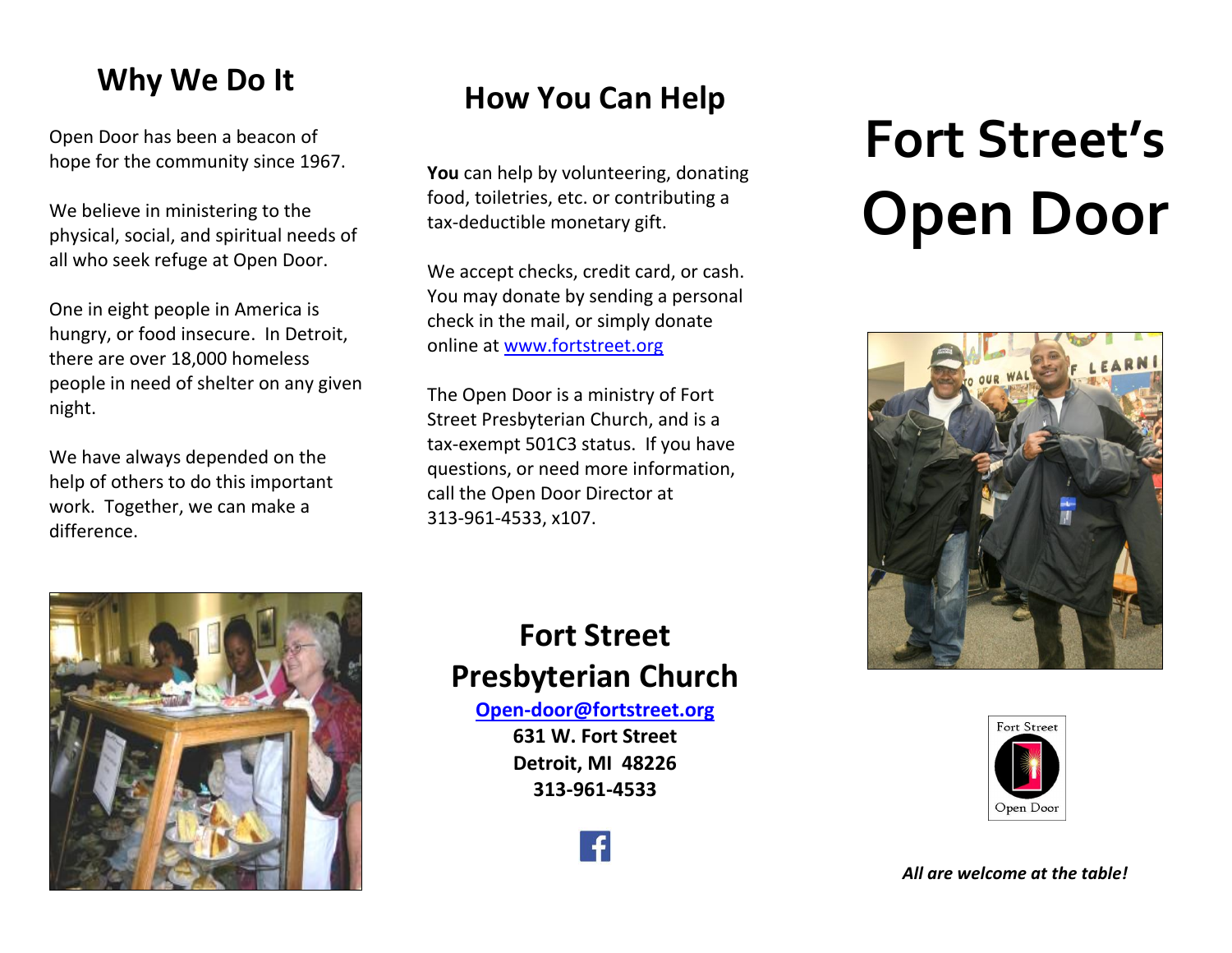## Why We Do It

Open Door has been a beacon of hope for the community since 1967.

We believe in ministering to the physical, social, and spiritual needs of all who seek refuge at Open Door.

One in eight people in America is hungry, or food insecure. In Detroit, there are over 18,000 homeless people in need of shelter on any given night.

We have always depended on the help of others to do this important work. Together, we can make a difference.

## How You Can Help

**You** can help by volunteering, donating food, toiletries, etc. or contributing a tax-deductible monetary gift.

We accept checks, credit card, or cash. You may donate by sending a personal check in the mail, or simply donate online at [www.fortstreet.org](http://www.fortstreet.org)

The Open Door is a ministry of Fort Street Presbyterian Church, and is a tax-exempt 501C3 status. If you have questions, or need more information, call the Open Door Director at 313-961-4533, x107.

## Fort Street Presbyterian Church

**[Open-door@fortstreet.org](mailto:Open-door@fortstreet.org)**
**631 W. Fort Street**
**Detroit, MI 48226**
**313-961-4533**

# Fort Street's Open Door

Fort Street
Open Door

***All are welcome at the table!***